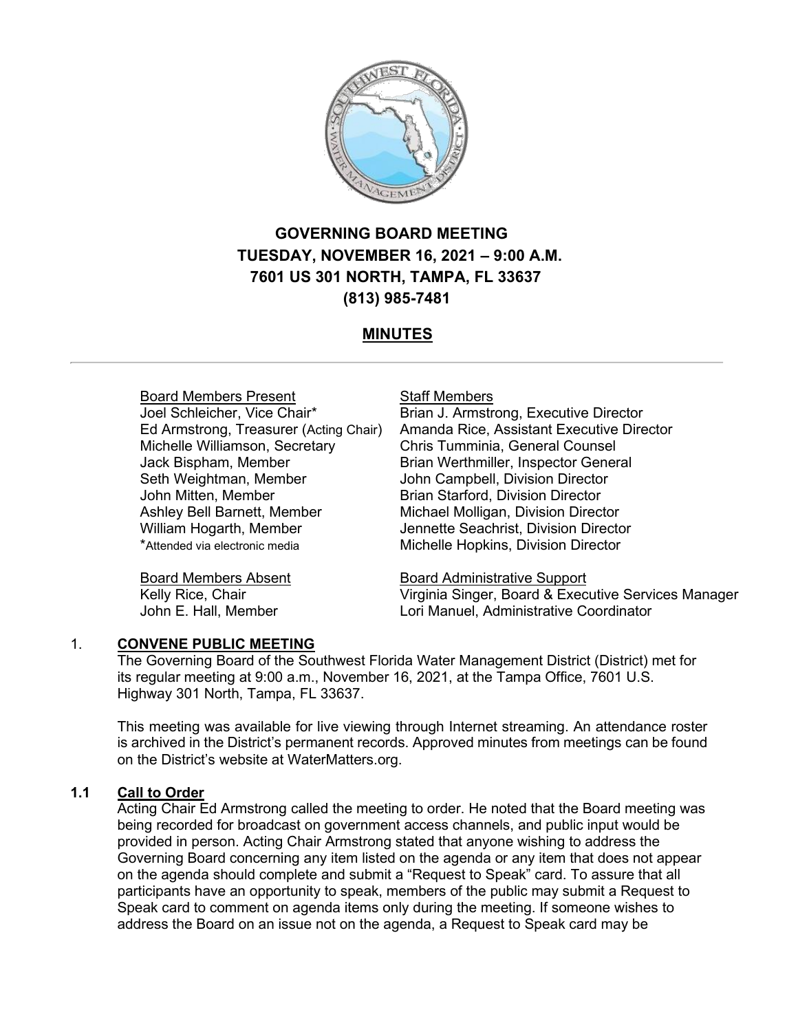# GOVERNING BOARD MEETING

## TUESDAY, NOVEMBER 16, 2021 – 9:00 A.M.

## 7601 US 301 NORTH, TAMPA, FL 33637

## (813) 985-7481

## MINUTES

---

Board Members Present
Joel Schleicher, Vice Chair*
Ed Armstrong, Treasurer (Acting Chair)
Michelle Williamson, Secretary
Jack Bispham, Member
Seth Weightman, Member
John Mitten, Member
Ashley Bell Barnett, Member
William Hogarth, Member
*Attended via electronic media

Board Members Absent
Kelly Rice, Chair
John E. Hall, Member

Staff Members
Brian J. Armstrong, Executive Director
Amanda Rice, Assistant Executive Director
Chris Tumminia, General Counsel
Brian Werthmiller, Inspector General
John Campbell, Division Director
Brian Starford, Division Director
Michael Molligan, Division Director
Jennette Seachrist, Division Director
Michelle Hopkins, Division Director

Board Administrative Support
Virginia Singer, Board & Executive Services Manager
Lori Manuel, Administrative Coordinator

### 1. CONVENE PUBLIC MEETING

The Governing Board of the Southwest Florida Water Management District (District) met for its regular meeting at 9:00 a.m., November 16, 2021, at the Tampa Office, 7601 U.S. Highway 301 North, Tampa, FL 33637.

This meeting was available for live viewing through Internet streaming. An attendance roster is archived in the District's permanent records. Approved minutes from meetings can be found on the District's website at WaterMatters.org.

### 1.1 Call to Order

Acting Chair Ed Armstrong called the meeting to order. He noted that the Board meeting was being recorded for broadcast on government access channels, and public input would be provided in person. Acting Chair Armstrong stated that anyone wishing to address the Governing Board concerning any item listed on the agenda or any item that does not appear on the agenda should complete and submit a "Request to Speak" card. To assure that all participants have an opportunity to speak, members of the public may submit a Request to Speak card to comment on agenda items only during the meeting. If someone wishes to address the Board on an issue not on the agenda, a Request to Speak card may be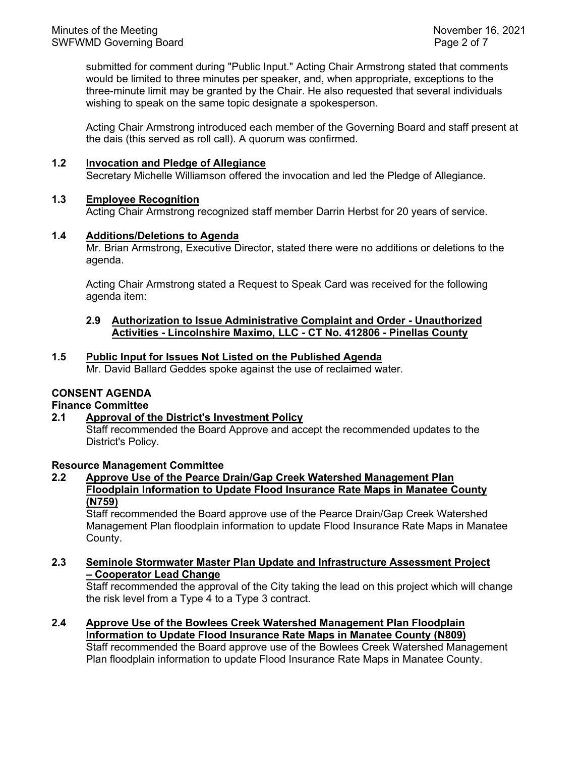submitted for comment during "Public Input." Acting Chair Armstrong stated that comments would be limited to three minutes per speaker, and, when appropriate, exceptions to the three-minute limit may be granted by the Chair. He also requested that several individuals wishing to speak on the same topic designate a spokesperson.

Acting Chair Armstrong introduced each member of the Governing Board and staff present at the dais (this served as roll call). A quorum was confirmed.

**1.2 Invocation and Pledge of Allegiance**

Secretary Michelle Williamson offered the invocation and led the Pledge of Allegiance.

**1.3 Employee Recognition**

Acting Chair Armstrong recognized staff member Darrin Herbst for 20 years of service.

**1.4 Additions/Deletions to Agenda**

Mr. Brian Armstrong, Executive Director, stated there were no additions or deletions to the agenda.

Acting Chair Armstrong stated a Request to Speak Card was received for the following agenda item:

**2.9 Authorization to Issue Administrative Complaint and Order - Unauthorized Activities - Lincolnshire Maximo, LLC - CT No. 412806 - Pinellas County**

**1.5 Public Input for Issues Not Listed on the Published Agenda**

Mr. David Ballard Geddes spoke against the use of reclaimed water.

**CONSENT AGENDA**

**Finance Committee**

**2.1 Approval of the District's Investment Policy**

Staff recommended the Board Approve and accept the recommended updates to the District's Policy.

**Resource Management Committee**

**2.2 Approve Use of the Pearce Drain/Gap Creek Watershed Management Plan Floodplain Information to Update Flood Insurance Rate Maps in Manatee County (N759)**

Staff recommended the Board approve use of the Pearce Drain/Gap Creek Watershed Management Plan floodplain information to update Flood Insurance Rate Maps in Manatee County.

**2.3 Seminole Stormwater Master Plan Update and Infrastructure Assessment Project – Cooperator Lead Change**

Staff recommended the approval of the City taking the lead on this project which will change the risk level from a Type 4 to a Type 3 contract.

**2.4 Approve Use of the Bowlees Creek Watershed Management Plan Floodplain Information to Update Flood Insurance Rate Maps in Manatee County (N809)**

Staff recommended the Board approve use of the Bowlees Creek Watershed Management Plan floodplain information to update Flood Insurance Rate Maps in Manatee County.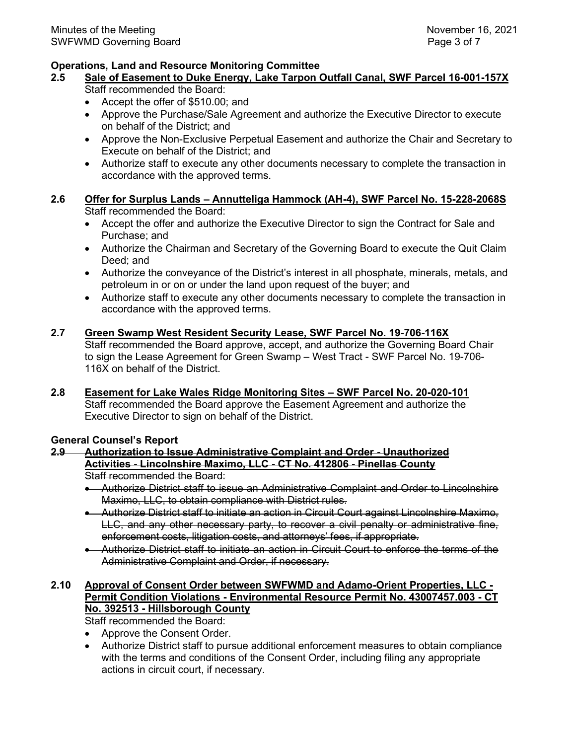**Operations, Land and Resource Monitoring Committee**

**2.5 Sale of Easement to Duke Energy, Lake Tarpon Outfall Canal, SWF Parcel 16-001-157X**

Staff recommended the Board:

- Accept the offer of $510.00; and
- Approve the Purchase/Sale Agreement and authorize the Executive Director to execute on behalf of the District; and
- Approve the Non-Exclusive Perpetual Easement and authorize the Chair and Secretary to Execute on behalf of the District; and
- Authorize staff to execute any other documents necessary to complete the transaction in accordance with the approved terms.

**2.6 Offer for Surplus Lands – Annutteliga Hammock (AH-4), SWF Parcel No. 15-228-2068S**

Staff recommended the Board:

- Accept the offer and authorize the Executive Director to sign the Contract for Sale and Purchase; and
- Authorize the Chairman and Secretary of the Governing Board to execute the Quit Claim Deed; and
- Authorize the conveyance of the District's interest in all phosphate, minerals, metals, and petroleum in or on or under the land upon request of the buyer; and
- Authorize staff to execute any other documents necessary to complete the transaction in accordance with the approved terms.

**2.7 Green Swamp West Resident Security Lease, SWF Parcel No. 19-706-116X**

Staff recommended the Board approve, accept, and authorize the Governing Board Chair to sign the Lease Agreement for Green Swamp – West Tract - SWF Parcel No. 19-706-116X on behalf of the District.

**2.8 Easement for Lake Wales Ridge Monitoring Sites – SWF Parcel No. 20-020-101**

Staff recommended the Board approve the Easement Agreement and authorize the Executive Director to sign on behalf of the District.

**General Counsel's Report**

~~**2.9 Authorization to Issue Administrative Complaint and Order - Unauthorized Activities - Lincolnshire Maximo, LLC - CT No. 412806 - Pinellas County**~~

~~Staff recommended the Board:~~

- ~~Authorize District staff to issue an Administrative Complaint and Order to Lincolnshire Maximo, LLC, to obtain compliance with District rules.~~
- ~~Authorize District staff to initiate an action in Circuit Court against Lincolnshire Maximo, LLC, and any other necessary party, to recover a civil penalty or administrative fine, enforcement costs, litigation costs, and attorneys' fees, if appropriate.~~
- ~~Authorize District staff to initiate an action in Circuit Court to enforce the terms of the Administrative Complaint and Order, if necessary.~~

**2.10 Approval of Consent Order between SWFWMD and Adamo-Orient Properties, LLC - Permit Condition Violations - Environmental Resource Permit No. 43007457.003 - CT No. 392513 - Hillsborough County**

Staff recommended the Board:

- Approve the Consent Order.
- Authorize District staff to pursue additional enforcement measures to obtain compliance with the terms and conditions of the Consent Order, including filing any appropriate actions in circuit court, if necessary.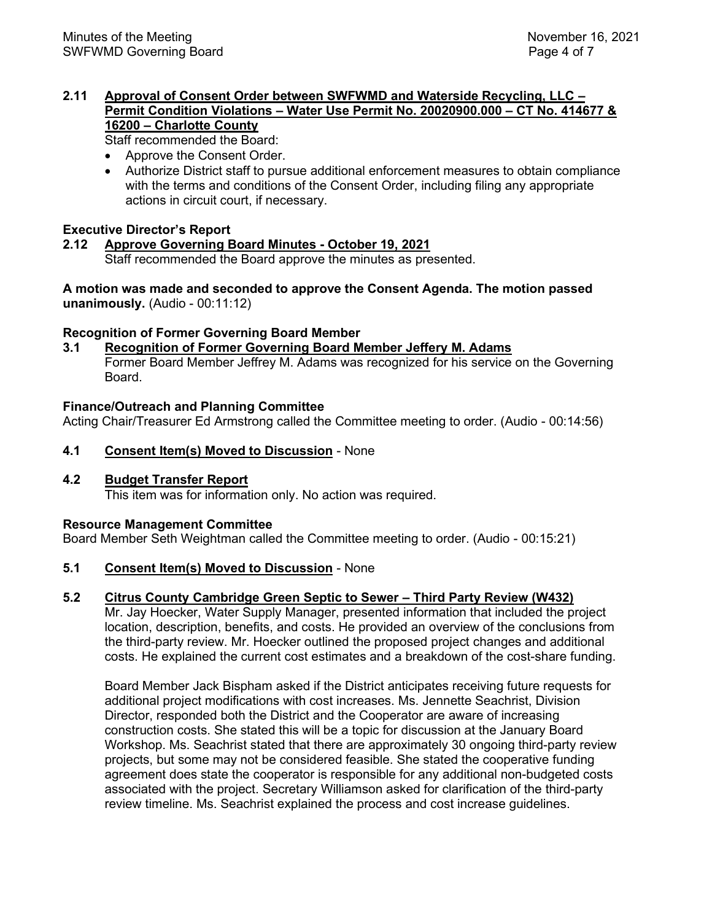**2.11 Approval of Consent Order between SWFWMD and Waterside Recycling, LLC – Permit Condition Violations – Water Use Permit No. 20020900.000 – CT No. 414677 & 16200 – Charlotte County**

Staff recommended the Board:

- Approve the Consent Order.
- Authorize District staff to pursue additional enforcement measures to obtain compliance with the terms and conditions of the Consent Order, including filing any appropriate actions in circuit court, if necessary.

**Executive Director's Report**

**2.12 Approve Governing Board Minutes - October 19, 2021**

Staff recommended the Board approve the minutes as presented.

**A motion was made and seconded to approve the Consent Agenda. The motion passed unanimously.** (Audio - 00:11:12)

**Recognition of Former Governing Board Member**

**3.1 Recognition of Former Governing Board Member Jeffery M. Adams**

Former Board Member Jeffrey M. Adams was recognized for his service on the Governing Board.

**Finance/Outreach and Planning Committee**

Acting Chair/Treasurer Ed Armstrong called the Committee meeting to order. (Audio - 00:14:56)

**4.1 Consent Item(s) Moved to Discussion** - None

**4.2 Budget Transfer Report**

This item was for information only. No action was required.

**Resource Management Committee**

Board Member Seth Weightman called the Committee meeting to order. (Audio - 00:15:21)

**5.1 Consent Item(s) Moved to Discussion** - None

**5.2 Citrus County Cambridge Green Septic to Sewer – Third Party Review (W432)**

Mr. Jay Hoecker, Water Supply Manager, presented information that included the project location, description, benefits, and costs. He provided an overview of the conclusions from the third-party review. Mr. Hoecker outlined the proposed project changes and additional costs. He explained the current cost estimates and a breakdown of the cost-share funding.

Board Member Jack Bispham asked if the District anticipates receiving future requests for additional project modifications with cost increases. Ms. Jennette Seachrist, Division Director, responded both the District and the Cooperator are aware of increasing construction costs. She stated this will be a topic for discussion at the January Board Workshop. Ms. Seachrist stated that there are approximately 30 ongoing third-party review projects, but some may not be considered feasible. She stated the cooperative funding agreement does state the cooperator is responsible for any additional non-budgeted costs associated with the project. Secretary Williamson asked for clarification of the third-party review timeline. Ms. Seachrist explained the process and cost increase guidelines.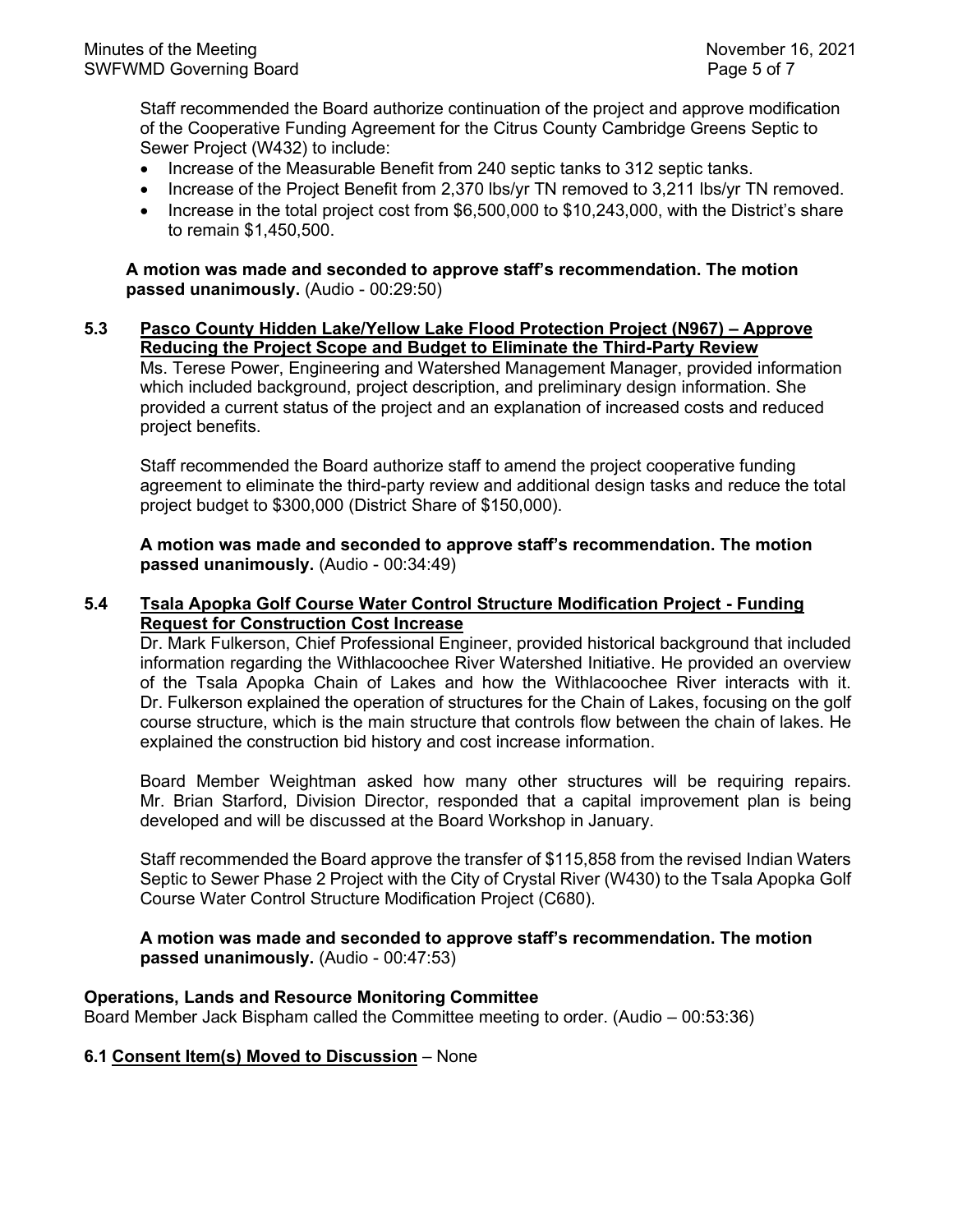Staff recommended the Board authorize continuation of the project and approve modification of the Cooperative Funding Agreement for the Citrus County Cambridge Greens Septic to Sewer Project (W432) to include:

- Increase of the Measurable Benefit from 240 septic tanks to 312 septic tanks.
- Increase of the Project Benefit from 2,370 lbs/yr TN removed to 3,211 lbs/yr TN removed.
- Increase in the total project cost from $6,500,000 to $10,243,000, with the District's share to remain $1,450,500.

**A motion was made and seconded to approve staff's recommendation. The motion passed unanimously.** (Audio - 00:29:50)

**5.3 <u>Pasco County Hidden Lake/Yellow Lake Flood Protection Project (N967) – Approve Reducing the Project Scope and Budget to Eliminate the Third-Party Review</u>**

Ms. Terese Power, Engineering and Watershed Management Manager, provided information which included background, project description, and preliminary design information. She provided a current status of the project and an explanation of increased costs and reduced project benefits.

Staff recommended the Board authorize staff to amend the project cooperative funding agreement to eliminate the third-party review and additional design tasks and reduce the total project budget to $300,000 (District Share of $150,000).

**A motion was made and seconded to approve staff's recommendation. The motion passed unanimously.** (Audio - 00:34:49)

**5.4 <u>Tsala Apopka Golf Course Water Control Structure Modification Project - Funding Request for Construction Cost Increase</u>**

Dr. Mark Fulkerson, Chief Professional Engineer, provided historical background that included information regarding the Withlacoochee River Watershed Initiative. He provided an overview of the Tsala Apopka Chain of Lakes and how the Withlacoochee River interacts with it. Dr. Fulkerson explained the operation of structures for the Chain of Lakes, focusing on the golf course structure, which is the main structure that controls flow between the chain of lakes. He explained the construction bid history and cost increase information.

Board Member Weightman asked how many other structures will be requiring repairs. Mr. Brian Starford, Division Director, responded that a capital improvement plan is being developed and will be discussed at the Board Workshop in January.

Staff recommended the Board approve the transfer of $115,858 from the revised Indian Waters Septic to Sewer Phase 2 Project with the City of Crystal River (W430) to the Tsala Apopka Golf Course Water Control Structure Modification Project (C680).

**A motion was made and seconded to approve staff's recommendation. The motion passed unanimously.** (Audio - 00:47:53)

**Operations, Lands and Resource Monitoring Committee**

Board Member Jack Bispham called the Committee meeting to order. (Audio – 00:53:36)

**6.1 <u>Consent Item(s) Moved to Discussion</u>** – None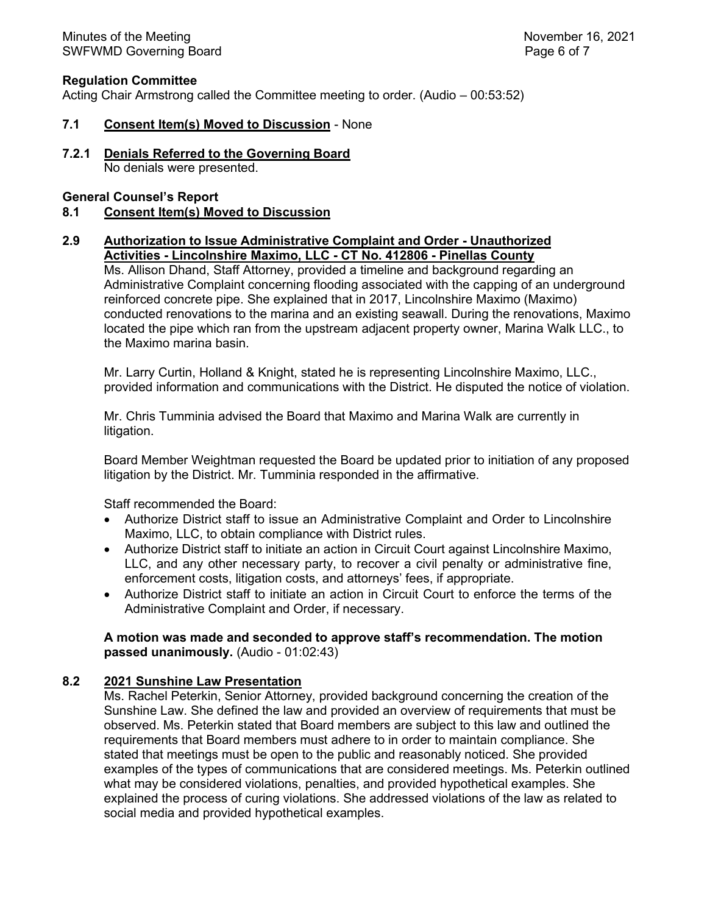**Regulation Committee**

Acting Chair Armstrong called the Committee meeting to order. (Audio – 00:53:52)

**7.1 Consent Item(s) Moved to Discussion** - None

**7.2.1 Denials Referred to the Governing Board**

No denials were presented.

**General Counsel's Report**

**8.1 Consent Item(s) Moved to Discussion**

**2.9 Authorization to Issue Administrative Complaint and Order - Unauthorized Activities - Lincolnshire Maximo, LLC - CT No. 412806 - Pinellas County**

Ms. Allison Dhand, Staff Attorney, provided a timeline and background regarding an Administrative Complaint concerning flooding associated with the capping of an underground reinforced concrete pipe. She explained that in 2017, Lincolnshire Maximo (Maximo) conducted renovations to the marina and an existing seawall. During the renovations, Maximo located the pipe which ran from the upstream adjacent property owner, Marina Walk LLC., to the Maximo marina basin.

Mr. Larry Curtin, Holland & Knight, stated he is representing Lincolnshire Maximo, LLC., provided information and communications with the District. He disputed the notice of violation.

Mr. Chris Tumminia advised the Board that Maximo and Marina Walk are currently in litigation.

Board Member Weightman requested the Board be updated prior to initiation of any proposed litigation by the District. Mr. Tumminia responded in the affirmative.

Staff recommended the Board:

- Authorize District staff to issue an Administrative Complaint and Order to Lincolnshire Maximo, LLC, to obtain compliance with District rules.
- Authorize District staff to initiate an action in Circuit Court against Lincolnshire Maximo, LLC, and any other necessary party, to recover a civil penalty or administrative fine, enforcement costs, litigation costs, and attorneys' fees, if appropriate.
- Authorize District staff to initiate an action in Circuit Court to enforce the terms of the Administrative Complaint and Order, if necessary.

**A motion was made and seconded to approve staff's recommendation. The motion passed unanimously.** (Audio - 01:02:43)

**8.2 2021 Sunshine Law Presentation**

Ms. Rachel Peterkin, Senior Attorney, provided background concerning the creation of the Sunshine Law. She defined the law and provided an overview of requirements that must be observed. Ms. Peterkin stated that Board members are subject to this law and outlined the requirements that Board members must adhere to in order to maintain compliance. She stated that meetings must be open to the public and reasonably noticed. She provided examples of the types of communications that are considered meetings. Ms. Peterkin outlined what may be considered violations, penalties, and provided hypothetical examples. She explained the process of curing violations. She addressed violations of the law as related to social media and provided hypothetical examples.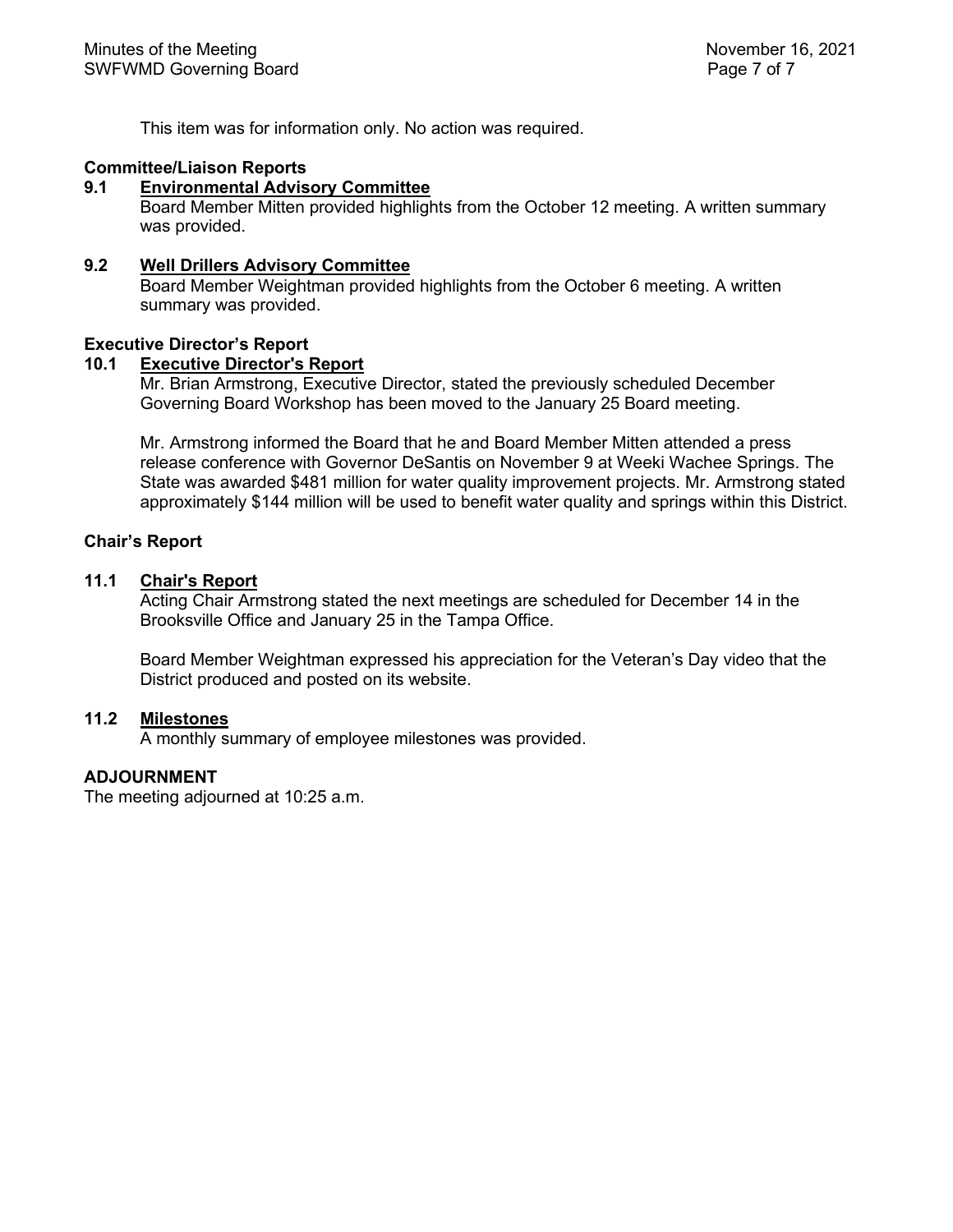This item was for information only. No action was required.

## Committee/Liaison Reports

### 9.1 Environmental Advisory Committee

Board Member Mitten provided highlights from the October 12 meeting. A written summary was provided.

### 9.2 Well Drillers Advisory Committee

Board Member Weightman provided highlights from the October 6 meeting. A written summary was provided.

## Executive Director's Report

### 10.1 Executive Director's Report

Mr. Brian Armstrong, Executive Director, stated the previously scheduled December Governing Board Workshop has been moved to the January 25 Board meeting.

Mr. Armstrong informed the Board that he and Board Member Mitten attended a press release conference with Governor DeSantis on November 9 at Weeki Wachee Springs. The State was awarded $481 million for water quality improvement projects. Mr. Armstrong stated approximately $144 million will be used to benefit water quality and springs within this District.

## Chair's Report

### 11.1 Chair's Report

Acting Chair Armstrong stated the next meetings are scheduled for December 14 in the Brooksville Office and January 25 in the Tampa Office.

Board Member Weightman expressed his appreciation for the Veteran's Day video that the District produced and posted on its website.

### 11.2 Milestones

A monthly summary of employee milestones was provided.

## ADJOURNMENT

The meeting adjourned at 10:25 a.m.